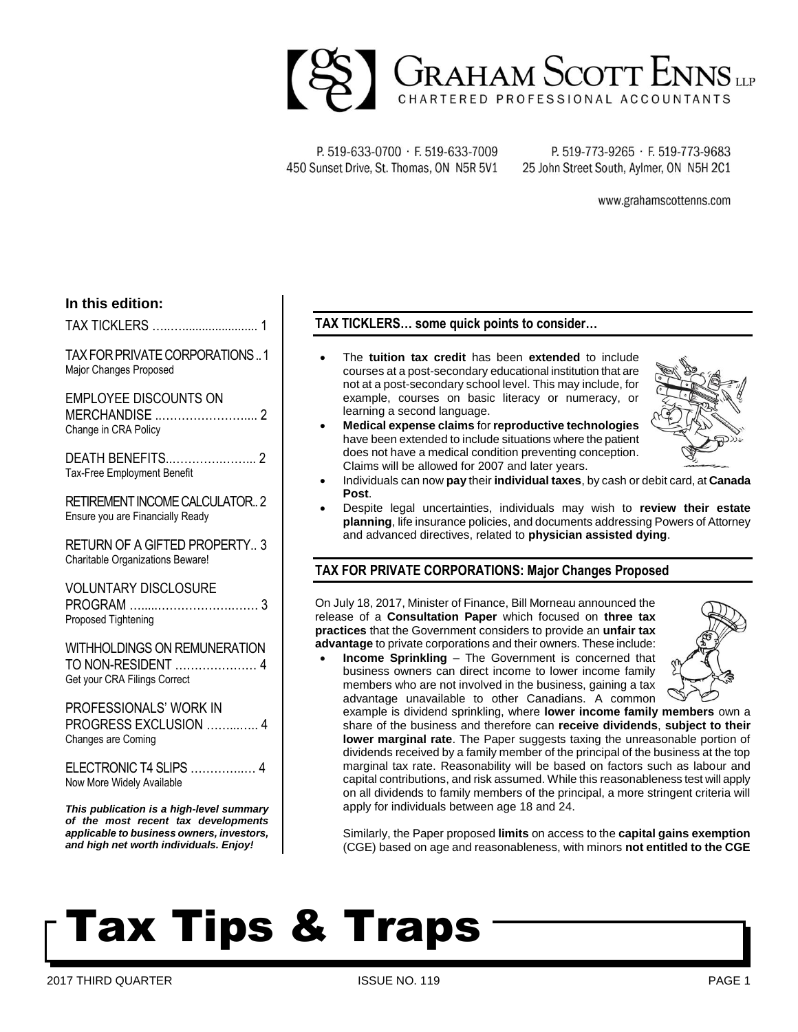# GRAHAM SCOTT ENNS LLP

CHARTERED PROFESSIONAL ACCOUNTANTS

P. 519-633-0700 · F. 519-633-7009
450 Sunset Drive, St. Thomas, ON N5R 5V1

P. 519-773-9265 · F. 519-773-9683
25 John Street South, Aylmer, ON N5H 2C1

www.grahamscottenns.com

# Tax Tips & Traps

**In this edition:**

TAX TICKLERS …….................... 1

TAX FOR PRIVATE CORPORATIONS .. 1
Major Changes Proposed

EMPLOYEE DISCOUNTS ON MERCHANDISE ..…………………..... 2
Change in CRA Policy

DEATH BENEFITS..…………..……... 2
Tax-Free Employment Benefit

RETIREMENT INCOME CALCULATOR.. 2
Ensure you are Financially Ready

RETURN OF A GIFTED PROPERTY.. 3
Charitable Organizations Beware!

VOLUNTARY DISCLOSURE PROGRAM …....…………….……. 3
Proposed Tightening

WITHHOLDINGS ON REMUNERATION TO NON-RESIDENT ………………… 4
Get your CRA Filings Correct

PROFESSIONALS' WORK IN PROGRESS EXCLUSION …….….... 4
Changes are Coming

ELECTRONIC T4 SLIPS …………..… 4
Now More Widely Available

***This publication is a high-level summary of the most recent tax developments applicable to business owners, investors, and high net worth individuals. Enjoy!***

## TAX TICKLERS… some quick points to consider…

- The **tuition tax credit** has been **extended** to include courses at a post-secondary educational institution that are not at a post-secondary school level. This may include, for example, courses on basic literacy or numeracy, or learning a second language.
- **Medical expense claims** for **reproductive technologies** have been extended to include situations where the patient does not have a medical condition preventing conception. Claims will be allowed for 2007 and later years.
- Individuals can now **pay** their **individual taxes**, by cash or debit card, at **Canada Post**.
- Despite legal uncertainties, individuals may wish to **review their estate planning**, life insurance policies, and documents addressing Powers of Attorney and advanced directives, related to **physician assisted dying**.

## TAX FOR PRIVATE CORPORATIONS: Major Changes Proposed

On July 18, 2017, Minister of Finance, Bill Morneau announced the release of a **Consultation Paper** which focused on **three tax practices** that the Government considers to provide an **unfair tax advantage** to private corporations and their owners. These include:

- **Income Sprinkling** – The Government is concerned that business owners can direct income to lower income family members who are not involved in the business, gaining a tax advantage unavailable to other Canadians. A common example is dividend sprinkling, where **lower income family members** own a share of the business and therefore can **receive dividends**, **subject to their lower marginal rate**. The Paper suggests taxing the unreasonable portion of dividends received by a family member of the principal of the business at the top marginal tax rate. Reasonability will be based on factors such as labour and capital contributions, and risk assumed. While this reasonableness test will apply on all dividends to family members of the principal, a more stringent criteria will apply for individuals between age 18 and 24.

  Similarly, the Paper proposed **limits** on access to the **capital gains exemption** (CGE) based on age and reasonableness, with minors **not entitled to the CGE**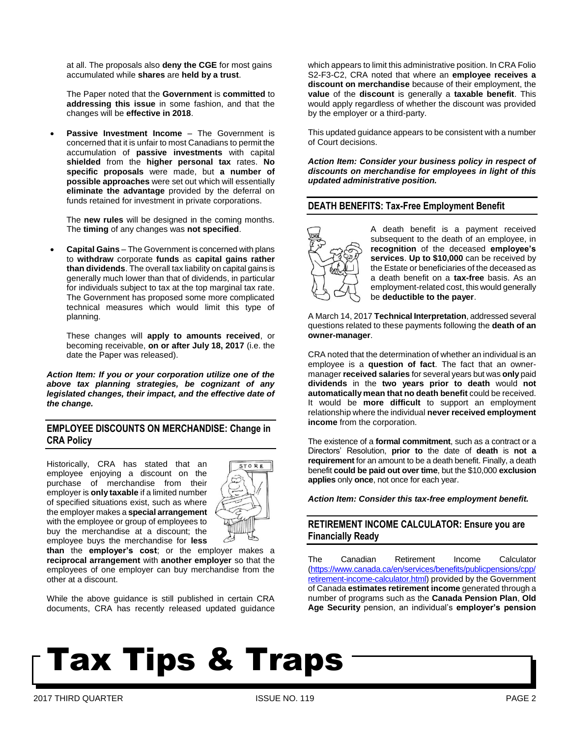at all. The proposals also **deny the CGE** for most gains accumulated while **shares** are **held by a trust**.

The Paper noted that the **Government** is **committed** to **addressing this issue** in some fashion, and that the changes will be **effective in 2018**.

- **Passive Investment Income** – The Government is concerned that it is unfair to most Canadians to permit the accumulation of **passive investments** with capital **shielded** from the **higher personal tax** rates. **No specific proposals** were made, but **a number of possible approaches** were set out which will essentially **eliminate the advantage** provided by the deferral on funds retained for investment in private corporations.

  The **new rules** will be designed in the coming months. The **timing** of any changes was **not specified**.

- **Capital Gains** – The Government is concerned with plans to **withdraw** corporate **funds** as **capital gains rather than dividends**. The overall tax liability on capital gains is generally much lower than that of dividends, in particular for individuals subject to tax at the top marginal tax rate. The Government has proposed some more complicated technical measures which would limit this type of planning.

  These changes will **apply to amounts received**, or becoming receivable, **on or after July 18, 2017** (i.e. the date the Paper was released).

***Action Item: If you or your corporation utilize one of the above tax planning strategies, be cognizant of any legislated changes, their impact, and the effective date of the change.***

## EMPLOYEE DISCOUNTS ON MERCHANDISE: Change in CRA Policy

Historically, CRA has stated that an employee enjoying a discount on the purchase of merchandise from their employer is **only taxable** if a limited number of specified situations exist, such as where the employer makes a **special arrangement** with the employee or group of employees to buy the merchandise at a discount; the employee buys the merchandise for **less than** the **employer's cost**; or the employer makes a **reciprocal arrangement** with **another employer** so that the employees of one employer can buy merchandise from the other at a discount.

While the above guidance is still published in certain CRA documents, CRA has recently released updated guidance which appears to limit this administrative position. In CRA Folio S2-F3-C2, CRA noted that where an **employee receives a discount on merchandise** because of their employment, the **value** of the **discount** is generally a **taxable benefit**. This would apply regardless of whether the discount was provided by the employer or a third-party.

This updated guidance appears to be consistent with a number of Court decisions.

***Action Item: Consider your business policy in respect of discounts on merchandise for employees in light of this updated administrative position.***

## DEATH BENEFITS: Tax-Free Employment Benefit

A death benefit is a payment received subsequent to the death of an employee, in **recognition** of the deceased **employee's services**. **Up to $10,000** can be received by the Estate or beneficiaries of the deceased as a death benefit on a **tax-free** basis. As an employment-related cost, this would generally be **deductible to the payer**.

A March 14, 2017 **Technical Interpretation**, addressed several questions related to these payments following the **death of an owner-manager**.

CRA noted that the determination of whether an individual is an employee is a **question of fact**. The fact that an owner-manager **received salaries** for several years but was **only** paid **dividends** in the **two years prior to death** would **not automatically mean that no death benefit** could be received. It would be **more difficult** to support an employment relationship where the individual **never received employment income** from the corporation.

The existence of a **formal commitment**, such as a contract or a Directors' Resolution, **prior to** the date of **death** is **not a requirement** for an amount to be a death benefit. Finally, a death benefit **could be paid out over time**, but the $10,000 **exclusion applies** only **once**, not once for each year.

***Action Item: Consider this tax-free employment benefit.***

## RETIREMENT INCOME CALCULATOR: Ensure you are Financially Ready

The Canadian Retirement Income Calculator (https://www.canada.ca/en/services/benefits/publicpensions/cpp/retirement-income-calculator.html) provided by the Government of Canada **estimates retirement income** generated through a number of programs such as the **Canada Pension Plan**, **Old Age Security** pension, an individual's **employer's pension**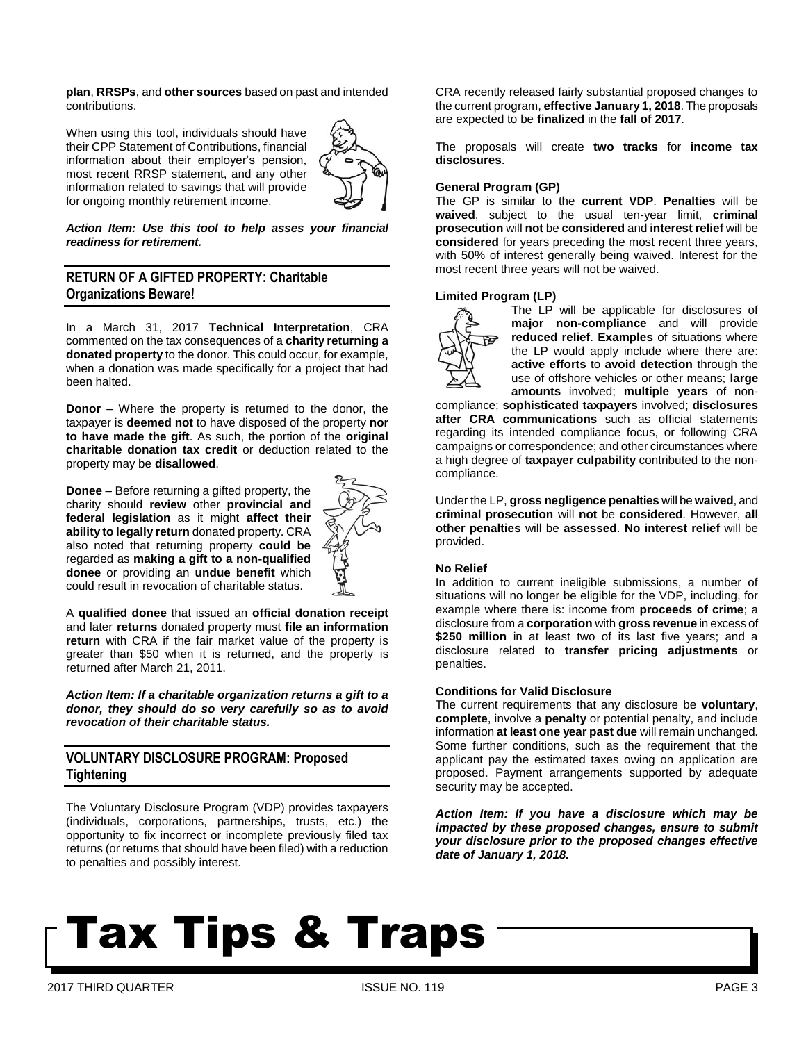**plan**, **RRSPs**, and **other sources** based on past and intended contributions.

When using this tool, individuals should have their CPP Statement of Contributions, financial information about their employer's pension, most recent RRSP statement, and any other information related to savings that will provide for ongoing monthly retirement income.

***Action Item: Use this tool to help asses your financial readiness for retirement.***

## RETURN OF A GIFTED PROPERTY: Charitable Organizations Beware!

In a March 31, 2017 **Technical Interpretation**, CRA commented on the tax consequences of a **charity returning a donated property** to the donor. This could occur, for example, when a donation was made specifically for a project that had been halted.

**Donor** – Where the property is returned to the donor, the taxpayer is **deemed not** to have disposed of the property **nor to have made the gift**. As such, the portion of the **original charitable donation tax credit** or deduction related to the property may be **disallowed**.

**Donee** – Before returning a gifted property, the charity should **review** other **provincial and federal legislation** as it might **affect their ability to legally return** donated property. CRA also noted that returning property **could be** regarded as **making a gift to a non-qualified donee** or providing an **undue benefit** which could result in revocation of charitable status.

A **qualified donee** that issued an **official donation receipt** and later **returns** donated property must **file an information return** with CRA if the fair market value of the property is greater than $50 when it is returned, and the property is returned after March 21, 2011.

***Action Item: If a charitable organization returns a gift to a donor, they should do so very carefully so as to avoid revocation of their charitable status.***

## VOLUNTARY DISCLOSURE PROGRAM: Proposed Tightening

The Voluntary Disclosure Program (VDP) provides taxpayers (individuals, corporations, partnerships, trusts, etc.) the opportunity to fix incorrect or incomplete previously filed tax returns (or returns that should have been filed) with a reduction to penalties and possibly interest.

CRA recently released fairly substantial proposed changes to the current program, **effective January 1, 2018**. The proposals are expected to be **finalized** in the **fall of 2017**.

The proposals will create **two tracks** for **income tax disclosures**.

**General Program (GP)**

The GP is similar to the **current VDP**. **Penalties** will be **waived**, subject to the usual ten-year limit, **criminal prosecution** will **not** be **considered** and **interest relief** will be **considered** for years preceding the most recent three years, with 50% of interest generally being waived. Interest for the most recent three years will not be waived.

**Limited Program (LP)**

The LP will be applicable for disclosures of **major non-compliance** and will provide **reduced relief**. **Examples** of situations where the LP would apply include where there are: **active efforts** to **avoid detection** through the use of offshore vehicles or other means; **large amounts** involved; **multiple years** of non-compliance; **sophisticated taxpayers** involved; **disclosures after CRA communications** such as official statements regarding its intended compliance focus, or following CRA campaigns or correspondence; and other circumstances where a high degree of **taxpayer culpability** contributed to the non-compliance.

Under the LP, **gross negligence penalties** will be **waived**, and **criminal prosecution** will **not** be **considered**. However, **all other penalties** will be **assessed**. **No interest relief** will be provided.

**No Relief**

In addition to current ineligible submissions, a number of situations will no longer be eligible for the VDP, including, for example where there is: income from **proceeds of crime**; a disclosure from a **corporation** with **gross revenue** in excess of **$250 million** in at least two of its last five years; and a disclosure related to **transfer pricing adjustments** or penalties.

**Conditions for Valid Disclosure**

The current requirements that any disclosure be **voluntary**, **complete**, involve a **penalty** or potential penalty, and include information **at least one year past due** will remain unchanged. Some further conditions, such as the requirement that the applicant pay the estimated taxes owing on application are proposed. Payment arrangements supported by adequate security may be accepted.

***Action Item: If you have a disclosure which may be impacted by these proposed changes, ensure to submit your disclosure prior to the proposed changes effective date of January 1, 2018.***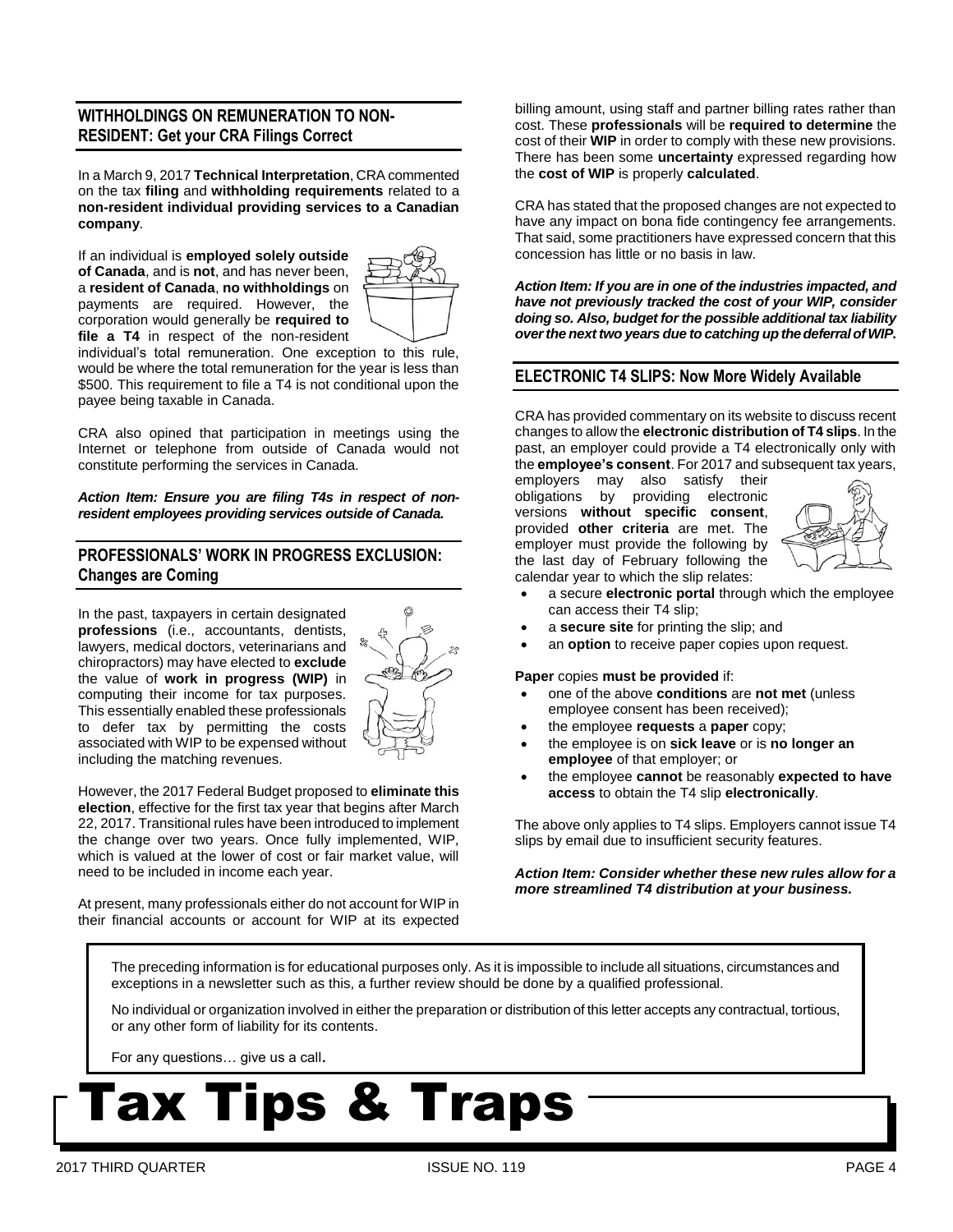## WITHHOLDINGS ON REMUNERATION TO NON-RESIDENT: Get your CRA Filings Correct

In a March 9, 2017 **Technical Interpretation**, CRA commented on the tax **filing** and **withholding requirements** related to a **non-resident individual providing services to a Canadian company**.

If an individual is **employed solely outside of Canada**, and is **not**, and has never been, a **resident of Canada**, **no withholdings** on payments are required. However, the corporation would generally be **required to file a T4** in respect of the non-resident individual's total remuneration. One exception to this rule, would be where the total remuneration for the year is less than $500. This requirement to file a T4 is not conditional upon the payee being taxable in Canada.

CRA also opined that participation in meetings using the Internet or telephone from outside of Canada would not constitute performing the services in Canada.

***Action Item: Ensure you are filing T4s in respect of non-resident employees providing services outside of Canada.***

## PROFESSIONALS' WORK IN PROGRESS EXCLUSION: Changes are Coming

In the past, taxpayers in certain designated **professions** (i.e., accountants, dentists, lawyers, medical doctors, veterinarians and chiropractors) may have elected to **exclude** the value of **work in progress (WIP)** in computing their income for tax purposes. This essentially enabled these professionals to defer tax by permitting the costs associated with WIP to be expensed without including the matching revenues.

However, the 2017 Federal Budget proposed to **eliminate this election**, effective for the first tax year that begins after March 22, 2017. Transitional rules have been introduced to implement the change over two years. Once fully implemented, WIP, which is valued at the lower of cost or fair market value, will need to be included in income each year.

At present, many professionals either do not account for WIP in their financial accounts or account for WIP at its expected billing amount, using staff and partner billing rates rather than cost. These **professionals** will be **required to determine** the cost of their **WIP** in order to comply with these new provisions. There has been some **uncertainty** expressed regarding how the **cost of WIP** is properly **calculated**.

CRA has stated that the proposed changes are not expected to have any impact on bona fide contingency fee arrangements. That said, some practitioners have expressed concern that this concession has little or no basis in law.

***Action Item: If you are in one of the industries impacted, and have not previously tracked the cost of your WIP, consider doing so. Also, budget for the possible additional tax liability over the next two years due to catching up the deferral of WIP.***

## ELECTRONIC T4 SLIPS: Now More Widely Available

CRA has provided commentary on its website to discuss recent changes to allow the **electronic distribution of T4 slips**. In the past, an employer could provide a T4 electronically only with the **employee's consent**. For 2017 and subsequent tax years, employers may also satisfy their obligations by providing electronic versions **without specific consent**, provided **other criteria** are met. The employer must provide the following by the last day of February following the calendar year to which the slip relates:

- a secure **electronic portal** through which the employee can access their T4 slip;
- a **secure site** for printing the slip; and
- an **option** to receive paper copies upon request.

**Paper** copies **must be provided** if:

- one of the above **conditions** are **not met** (unless employee consent has been received);
- the employee **requests** a **paper** copy;
- the employee is on **sick leave** or is **no longer an employee** of that employer; or
- the employee **cannot** be reasonably **expected to have access** to obtain the T4 slip **electronically**.

The above only applies to T4 slips. Employers cannot issue T4 slips by email due to insufficient security features.

***Action Item: Consider whether these new rules allow for a more streamlined T4 distribution at your business.***

The preceding information is for educational purposes only. As it is impossible to include all situations, circumstances and exceptions in a newsletter such as this, a further review should be done by a qualified professional.

No individual or organization involved in either the preparation or distribution of this letter accepts any contractual, tortious, or any other form of liability for its contents.

For any questions… give us a call.

# Tax Tips & Traps